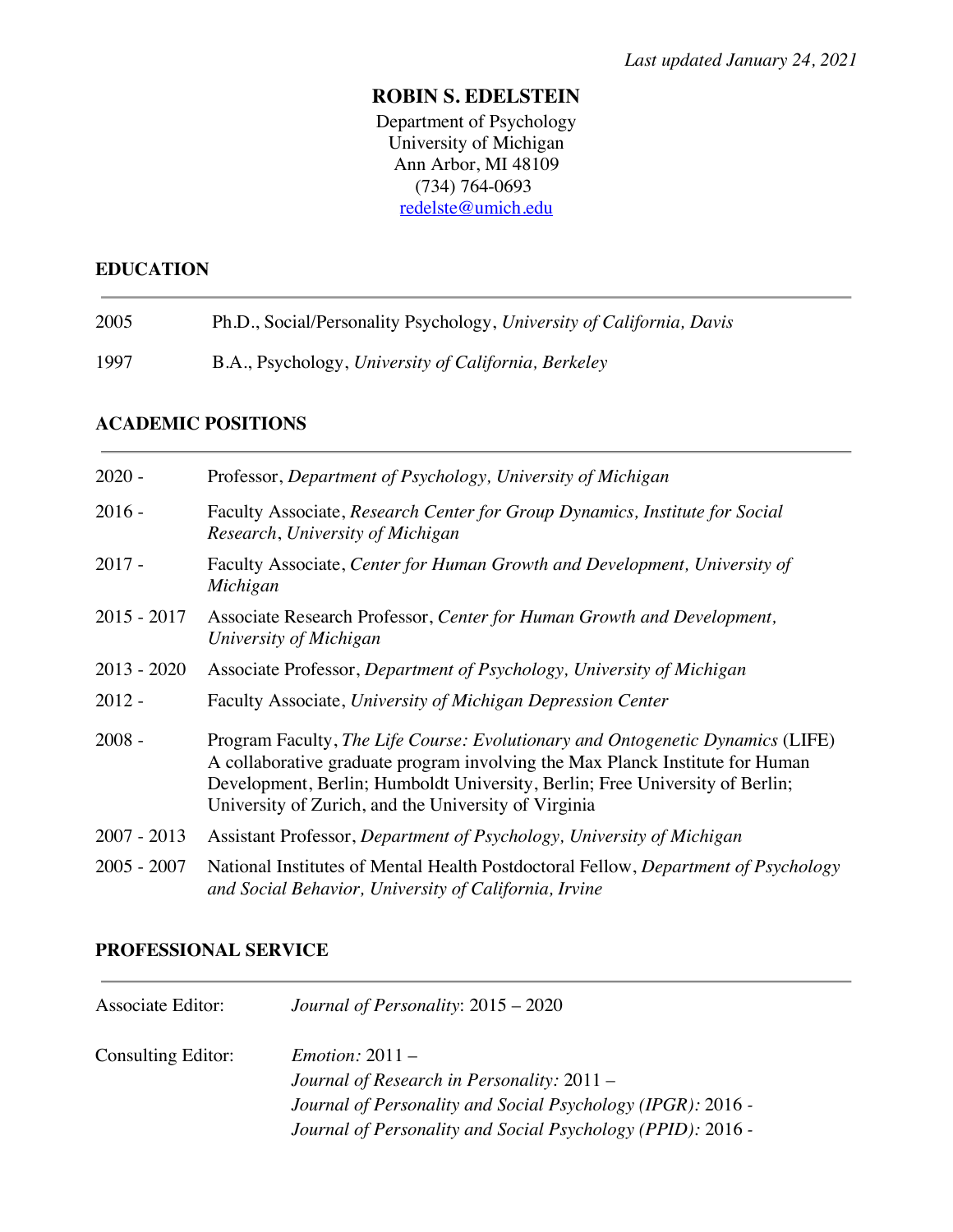*Last updated January 24, 2021*

# ROBIN S. EDELSTEIN

Department of Psychology
University of Michigan
Ann Arbor, MI 48109
(734) 764-0693
redelste@umich.edu

## EDUCATION

2005 Ph.D., Social/Personality Psychology, *University of California, Davis*

1997 B.A., Psychology, *University of California, Berkeley*

## ACADEMIC POSITIONS

2020 - Professor, *Department of Psychology, University of Michigan*

2016 - Faculty Associate, *Research Center for Group Dynamics, Institute for Social Research*, *University of Michigan*

2017 - Faculty Associate, *Center for Human Growth and Development, University of Michigan*

2015 - 2017 Associate Research Professor, *Center for Human Growth and Development, University of Michigan*

2013 - 2020 Associate Professor, *Department of Psychology, University of Michigan*

2012 - Faculty Associate, *University of Michigan Depression Center*

2008 - Program Faculty, *The Life Course: Evolutionary and Ontogenetic Dynamics* (LIFE) A collaborative graduate program involving the Max Planck Institute for Human Development, Berlin; Humboldt University, Berlin; Free University of Berlin; University of Zurich, and the University of Virginia

2007 - 2013 Assistant Professor, *Department of Psychology, University of Michigan*

2005 - 2007 National Institutes of Mental Health Postdoctoral Fellow, *Department of Psychology and Social Behavior, University of California, Irvine*

## PROFESSIONAL SERVICE

Associate Editor: *Journal of Personality*: 2015 – 2020

Consulting Editor:
*Emotion:* 2011 –
*Journal of Research in Personality:* 2011 –
*Journal of Personality and Social Psychology (IPGR):* 2016 -
*Journal of Personality and Social Psychology (PPID):* 2016 -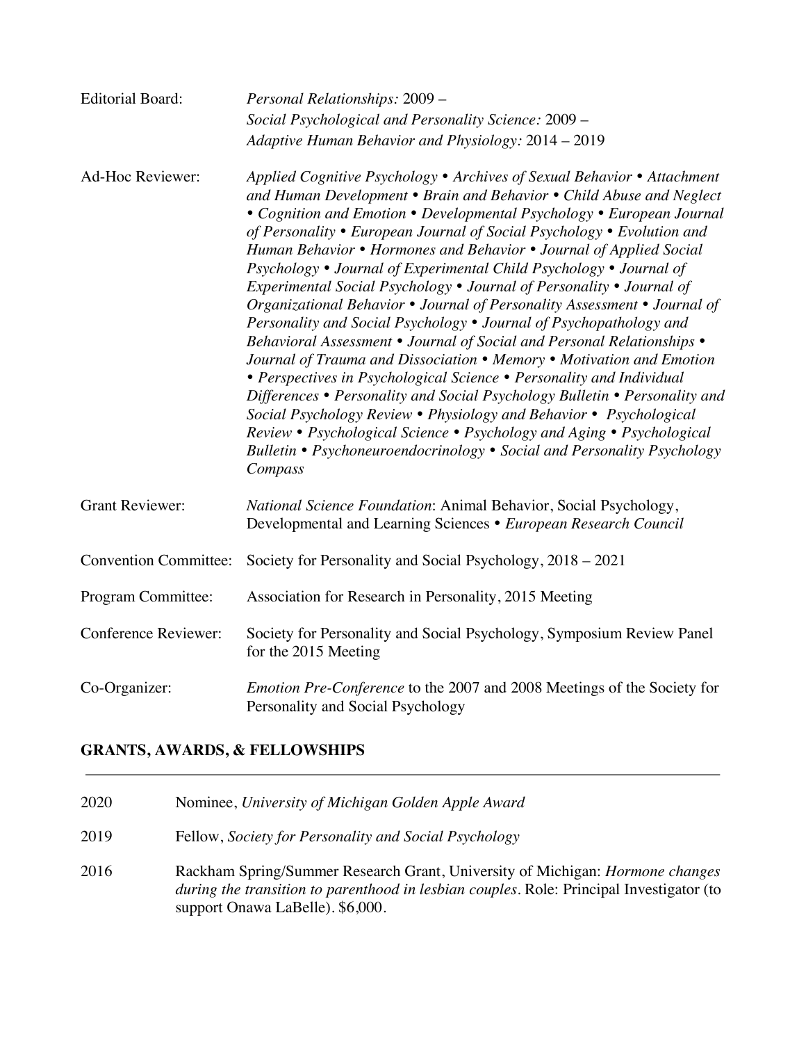Editorial Board: *Personal Relationships:* 2009 –
*Social Psychological and Personality Science:* 2009 –
*Adaptive Human Behavior and Physiology:* 2014 – 2019

Ad-Hoc Reviewer: *Applied Cognitive Psychology • Archives of Sexual Behavior • Attachment and Human Development • Brain and Behavior • Child Abuse and Neglect • Cognition and Emotion • Developmental Psychology • European Journal of Personality • European Journal of Social Psychology • Evolution and Human Behavior • Hormones and Behavior • Journal of Applied Social Psychology • Journal of Experimental Child Psychology • Journal of Experimental Social Psychology • Journal of Personality • Journal of Organizational Behavior • Journal of Personality Assessment • Journal of Personality and Social Psychology • Journal of Psychopathology and Behavioral Assessment • Journal of Social and Personal Relationships • Journal of Trauma and Dissociation • Memory • Motivation and Emotion • Perspectives in Psychological Science • Personality and Individual Differences • Personality and Social Psychology Bulletin • Personality and Social Psychology Review • Physiology and Behavior • Psychological Review • Psychological Science • Psychology and Aging • Psychological Bulletin • Psychoneuroendocrinology • Social and Personality Psychology Compass*

Grant Reviewer: *National Science Foundation*: Animal Behavior, Social Psychology, Developmental and Learning Sciences • *European Research Council*

Convention Committee: Society for Personality and Social Psychology, 2018 – 2021

Program Committee: Association for Research in Personality, 2015 Meeting

Conference Reviewer: Society for Personality and Social Psychology, Symposium Review Panel for the 2015 Meeting

Co-Organizer: *Emotion Pre-Conference* to the 2007 and 2008 Meetings of the Society for Personality and Social Psychology

## GRANTS, AWARDS, & FELLOWSHIPS

2020 Nominee, *University of Michigan Golden Apple Award*

2019 Fellow, *Society for Personality and Social Psychology*

2016 Rackham Spring/Summer Research Grant, University of Michigan: *Hormone changes during the transition to parenthood in lesbian couples*. Role: Principal Investigator (to support Onawa LaBelle). $6,000.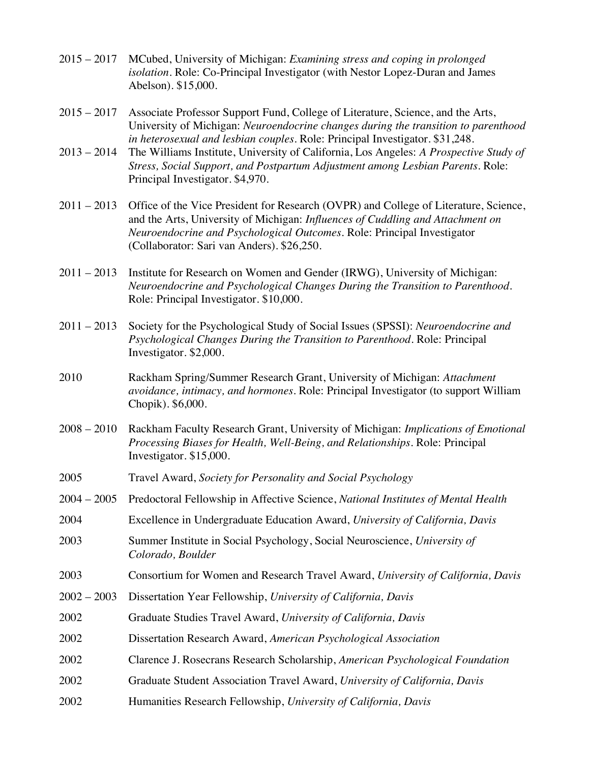2015 – 2017 MCubed, University of Michigan: *Examining stress and coping in prolonged isolation*. Role: Co-Principal Investigator (with Nestor Lopez-Duran and James Abelson). $15,000.

2015 – 2017 Associate Professor Support Fund, College of Literature, Science, and the Arts, University of Michigan: *Neuroendocrine changes during the transition to parenthood in heterosexual and lesbian couples*. Role: Principal Investigator. $31,248.

2013 – 2014 The Williams Institute, University of California, Los Angeles: *A Prospective Study of Stress, Social Support, and Postpartum Adjustment among Lesbian Parents*. Role: Principal Investigator. $4,970.

2011 – 2013 Office of the Vice President for Research (OVPR) and College of Literature, Science, and the Arts, University of Michigan: *Influences of Cuddling and Attachment on Neuroendocrine and Psychological Outcomes*. Role: Principal Investigator (Collaborator: Sari van Anders). $26,250.

2011 – 2013 Institute for Research on Women and Gender (IRWG), University of Michigan: *Neuroendocrine and Psychological Changes During the Transition to Parenthood*. Role: Principal Investigator. $10,000.

2011 – 2013 Society for the Psychological Study of Social Issues (SPSSI): *Neuroendocrine and Psychological Changes During the Transition to Parenthood*. Role: Principal Investigator. $2,000.

2010 Rackham Spring/Summer Research Grant, University of Michigan: *Attachment avoidance, intimacy, and hormones*. Role: Principal Investigator (to support William Chopik). $6,000.

2008 – 2010 Rackham Faculty Research Grant, University of Michigan: *Implications of Emotional Processing Biases for Health, Well-Being, and Relationships*. Role: Principal Investigator. $15,000.

2005 Travel Award, *Society for Personality and Social Psychology*

2004 – 2005 Predoctoral Fellowship in Affective Science, *National Institutes of Mental Health*

2004 Excellence in Undergraduate Education Award, *University of California, Davis*

2003 Summer Institute in Social Psychology, Social Neuroscience, *University of Colorado, Boulder*

2003 Consortium for Women and Research Travel Award, *University of California, Davis*

2002 – 2003 Dissertation Year Fellowship, *University of California, Davis*

2002 Graduate Studies Travel Award, *University of California, Davis*

2002 Dissertation Research Award, *American Psychological Association*

2002 Clarence J. Rosecrans Research Scholarship, *American Psychological Foundation*

2002 Graduate Student Association Travel Award, *University of California, Davis*

2002 Humanities Research Fellowship, *University of California, Davis*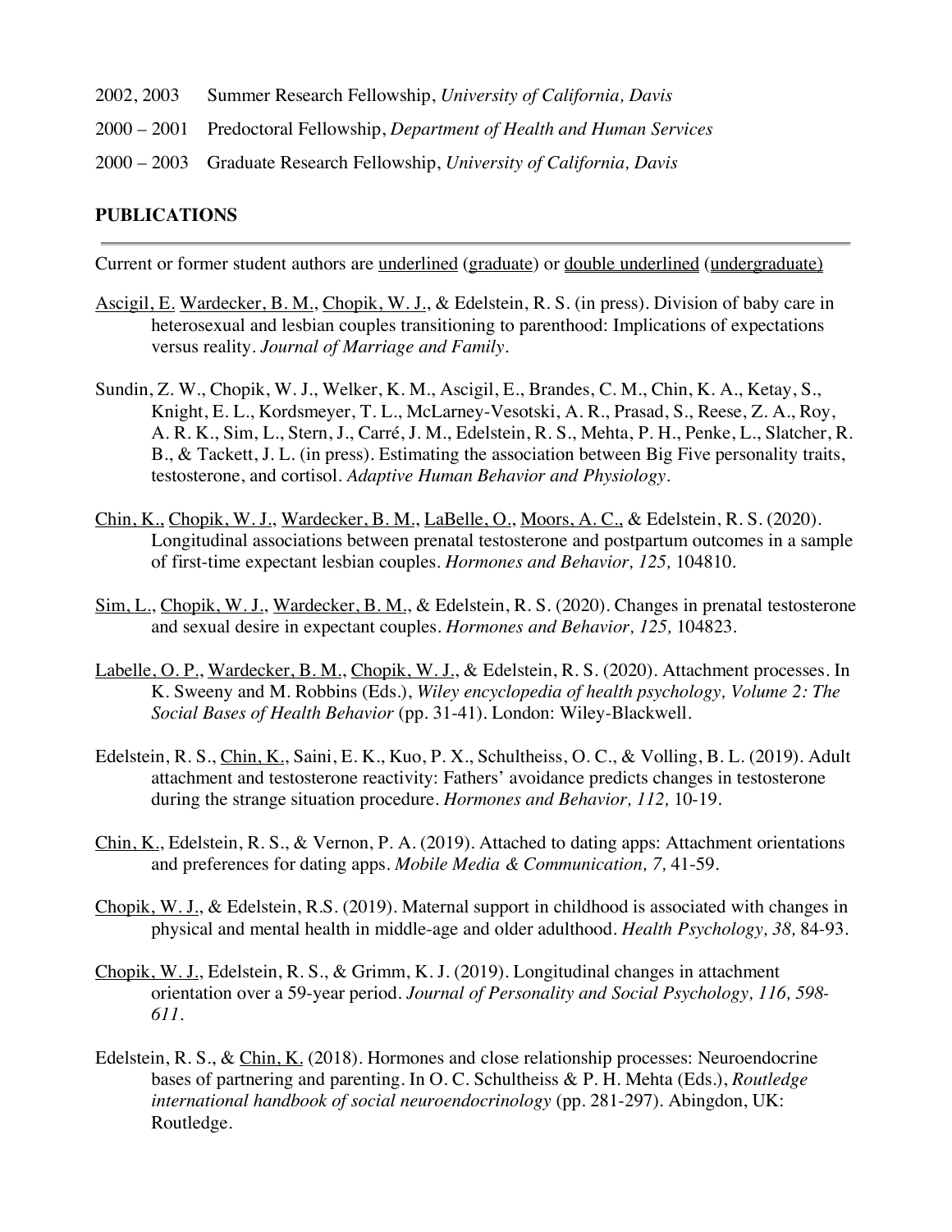2002, 2003 Summer Research Fellowship, *University of California, Davis*

2000 – 2001 Predoctoral Fellowship, *Department of Health and Human Services*

2000 – 2003 Graduate Research Fellowship, *University of California, Davis*

## PUBLICATIONS

Current or former student authors are underlined (graduate) or double underlined (undergraduate)

Ascigil, E. Wardecker, B. M., Chopik, W. J., & Edelstein, R. S. (in press). Division of baby care in heterosexual and lesbian couples transitioning to parenthood: Implications of expectations versus reality. *Journal of Marriage and Family*.

Sundin, Z. W., Chopik, W. J., Welker, K. M., Ascigil, E., Brandes, C. M., Chin, K. A., Ketay, S., Knight, E. L., Kordsmeyer, T. L., McLarney-Vesotski, A. R., Prasad, S., Reese, Z. A., Roy, A. R. K., Sim, L., Stern, J., Carré, J. M., Edelstein, R. S., Mehta, P. H., Penke, L., Slatcher, R. B., & Tackett, J. L. (in press). Estimating the association between Big Five personality traits, testosterone, and cortisol. *Adaptive Human Behavior and Physiology*.

Chin, K., Chopik, W. J., Wardecker, B. M., LaBelle, O., Moors, A. C., & Edelstein, R. S. (2020). Longitudinal associations between prenatal testosterone and postpartum outcomes in a sample of first-time expectant lesbian couples. *Hormones and Behavior, 125,* 104810.

Sim, L., Chopik, W. J., Wardecker, B. M., & Edelstein, R. S. (2020). Changes in prenatal testosterone and sexual desire in expectant couples. *Hormones and Behavior, 125,* 104823.

Labelle, O. P., Wardecker, B. M., Chopik, W. J., & Edelstein, R. S. (2020). Attachment processes. In K. Sweeny and M. Robbins (Eds.), *Wiley encyclopedia of health psychology, Volume 2: The Social Bases of Health Behavior* (pp. 31-41). London: Wiley-Blackwell.

Edelstein, R. S., Chin, K., Saini, E. K., Kuo, P. X., Schultheiss, O. C., & Volling, B. L. (2019). Adult attachment and testosterone reactivity: Fathers' avoidance predicts changes in testosterone during the strange situation procedure. *Hormones and Behavior, 112,* 10-19.

Chin, K., Edelstein, R. S., & Vernon, P. A. (2019). Attached to dating apps: Attachment orientations and preferences for dating apps. *Mobile Media & Communication, 7,* 41-59.

Chopik, W. J., & Edelstein, R.S. (2019). Maternal support in childhood is associated with changes in physical and mental health in middle-age and older adulthood. *Health Psychology, 38,* 84-93.

Chopik, W. J., Edelstein, R. S., & Grimm, K. J. (2019). Longitudinal changes in attachment orientation over a 59-year period. *Journal of Personality and Social Psychology, 116, 598-611.*

Edelstein, R. S., & Chin, K. (2018). Hormones and close relationship processes: Neuroendocrine bases of partnering and parenting. In O. C. Schultheiss & P. H. Mehta (Eds.), *Routledge international handbook of social neuroendocrinology* (pp. 281-297). Abingdon, UK: Routledge.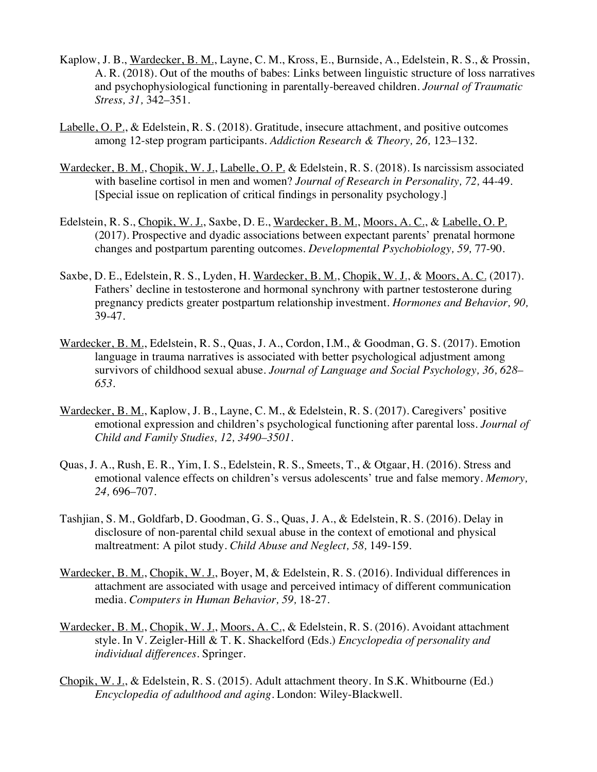Kaplow, J. B., <u>Wardecker, B. M.</u>, Layne, C. M., Kross, E., Burnside, A., Edelstein, R. S., & Prossin, A. R. (2018). Out of the mouths of babes: Links between linguistic structure of loss narratives and psychophysiological functioning in parentally-bereaved children. *Journal of Traumatic Stress, 31,* 342–351.

<u>Labelle, O. P.</u>, & Edelstein, R. S. (2018). Gratitude, insecure attachment, and positive outcomes among 12-step program participants. *Addiction Research & Theory, 26,* 123–132.

<u>Wardecker, B. M.</u>, <u>Chopik, W. J.</u>, <u>Labelle, O. P.</u> & Edelstein, R. S. (2018). Is narcissism associated with baseline cortisol in men and women? *Journal of Research in Personality, 72,* 44-49. [Special issue on replication of critical findings in personality psychology.]

Edelstein, R. S., <u>Chopik, W. J.</u>, Saxbe, D. E., <u>Wardecker, B. M.</u>, <u>Moors, A. C.</u>, & <u>Labelle, O. P.</u> (2017). Prospective and dyadic associations between expectant parents' prenatal hormone changes and postpartum parenting outcomes. *Developmental Psychobiology, 59,* 77-90.

Saxbe, D. E., Edelstein, R. S., Lyden, H. <u>Wardecker, B. M.</u>, <u>Chopik, W. J.</u>, & <u>Moors, A. C.</u> (2017). Fathers' decline in testosterone and hormonal synchrony with partner testosterone during pregnancy predicts greater postpartum relationship investment. *Hormones and Behavior, 90,* 39-47.

<u>Wardecker, B. M.</u>, Edelstein, R. S., Quas, J. A., Cordon, I.M., & Goodman, G. S. (2017). Emotion language in trauma narratives is associated with better psychological adjustment among survivors of childhood sexual abuse. *Journal of Language and Social Psychology, 36, 628–653.*

<u>Wardecker, B. M.</u>, Kaplow, J. B., Layne, C. M., & Edelstein, R. S. (2017). Caregivers' positive emotional expression and children's psychological functioning after parental loss. *Journal of Child and Family Studies, 12, 3490–3501.*

Quas, J. A., Rush, E. R., Yim, I. S., Edelstein, R. S., Smeets, T., & Otgaar, H. (2016). Stress and emotional valence effects on children's versus adolescents' true and false memory. *Memory, 24,* 696–707.

Tashjian, S. M., Goldfarb, D. Goodman, G. S., Quas, J. A., & Edelstein, R. S. (2016). Delay in disclosure of non-parental child sexual abuse in the context of emotional and physical maltreatment: A pilot study. *Child Abuse and Neglect, 58,* 149-159.

<u>Wardecker, B. M.</u>, <u>Chopik, W. J.</u>, Boyer, M, & Edelstein, R. S. (2016). Individual differences in attachment are associated with usage and perceived intimacy of different communication media. *Computers in Human Behavior, 59,* 18-27.

<u>Wardecker, B. M.</u>, <u>Chopik, W. J.</u>, <u>Moors, A. C.</u>, & Edelstein, R. S. (2016). Avoidant attachment style. In V. Zeigler-Hill & T. K. Shackelford (Eds.) *Encyclopedia of personality and individual differences*. Springer.

<u>Chopik, W. J.</u>, & Edelstein, R. S. (2015). Adult attachment theory. In S.K. Whitbourne (Ed.) *Encyclopedia of adulthood and aging*. London: Wiley-Blackwell.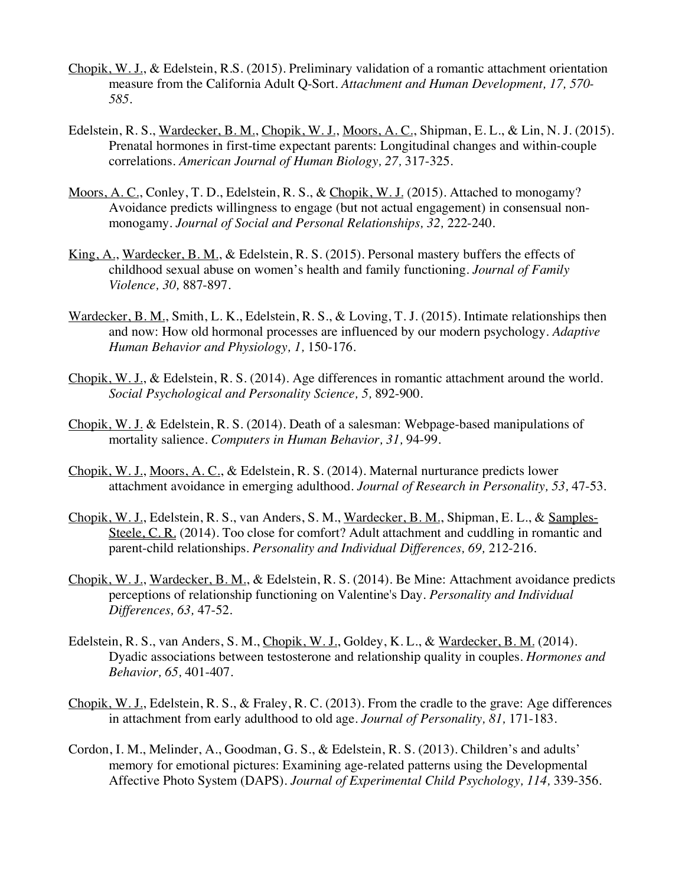Chopik, W. J., & Edelstein, R.S. (2015). Preliminary validation of a romantic attachment orientation measure from the California Adult Q-Sort. *Attachment and Human Development, 17, 570-585.*

Edelstein, R. S., Wardecker, B. M., Chopik, W. J., Moors, A. C., Shipman, E. L., & Lin, N. J. (2015). Prenatal hormones in first-time expectant parents: Longitudinal changes and within-couple correlations. *American Journal of Human Biology, 27,* 317-325.

Moors, A. C., Conley, T. D., Edelstein, R. S., & Chopik, W. J. (2015). Attached to monogamy? Avoidance predicts willingness to engage (but not actual engagement) in consensual non-monogamy. *Journal of Social and Personal Relationships, 32,* 222-240.

King, A., Wardecker, B. M., & Edelstein, R. S. (2015). Personal mastery buffers the effects of childhood sexual abuse on women's health and family functioning. *Journal of Family Violence, 30,* 887-897.

Wardecker, B. M., Smith, L. K., Edelstein, R. S., & Loving, T. J. (2015). Intimate relationships then and now: How old hormonal processes are influenced by our modern psychology. *Adaptive Human Behavior and Physiology, 1,* 150-176.

Chopik, W. J., & Edelstein, R. S. (2014). Age differences in romantic attachment around the world. *Social Psychological and Personality Science, 5,* 892-900.

Chopik, W. J. & Edelstein, R. S. (2014). Death of a salesman: Webpage-based manipulations of mortality salience. *Computers in Human Behavior, 31,* 94-99.

Chopik, W. J., Moors, A. C., & Edelstein, R. S. (2014). Maternal nurturance predicts lower attachment avoidance in emerging adulthood. *Journal of Research in Personality, 53,* 47-53.

Chopik, W. J., Edelstein, R. S., van Anders, S. M., Wardecker, B. M., Shipman, E. L., & Samples-Steele, C. R. (2014). Too close for comfort? Adult attachment and cuddling in romantic and parent-child relationships. *Personality and Individual Differences, 69,* 212-216.

Chopik, W. J., Wardecker, B. M., & Edelstein, R. S. (2014). Be Mine: Attachment avoidance predicts perceptions of relationship functioning on Valentine's Day. *Personality and Individual Differences, 63,* 47-52.

Edelstein, R. S., van Anders, S. M., Chopik, W. J., Goldey, K. L., & Wardecker, B. M. (2014). Dyadic associations between testosterone and relationship quality in couples. *Hormones and Behavior, 65,* 401-407.

Chopik, W. J., Edelstein, R. S., & Fraley, R. C. (2013). From the cradle to the grave: Age differences in attachment from early adulthood to old age. *Journal of Personality, 81,* 171-183.

Cordon, I. M., Melinder, A., Goodman, G. S., & Edelstein, R. S. (2013). Children's and adults' memory for emotional pictures: Examining age-related patterns using the Developmental Affective Photo System (DAPS). *Journal of Experimental Child Psychology, 114,* 339-356.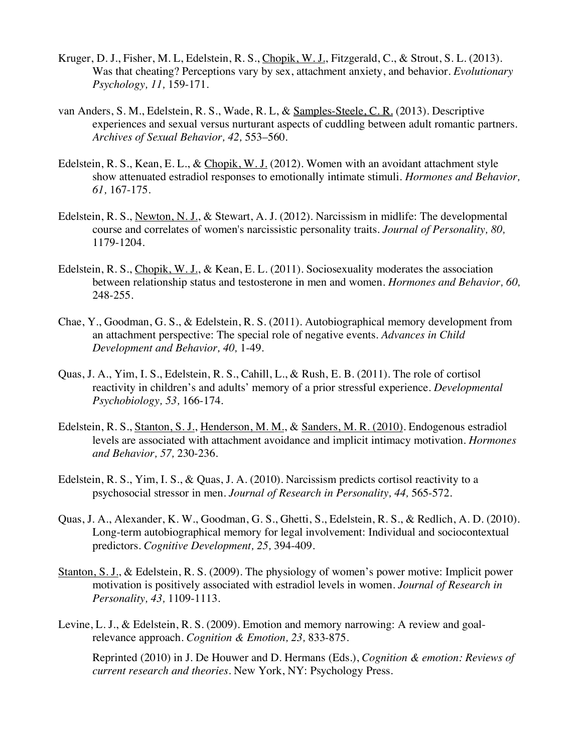Kruger, D. J., Fisher, M. L, Edelstein, R. S., <u>Chopik, W. J.</u>, Fitzgerald, C., & Strout, S. L. (2013). Was that cheating? Perceptions vary by sex, attachment anxiety, and behavior. *Evolutionary Psychology, 11,* 159-171.

van Anders, S. M., Edelstein, R. S., Wade, R. L, & <u>Samples-Steele, C. R.</u> (2013). Descriptive experiences and sexual versus nurturant aspects of cuddling between adult romantic partners. *Archives of Sexual Behavior, 42,* 553–560.

Edelstein, R. S., Kean, E. L., & <u>Chopik, W. J.</u> (2012). Women with an avoidant attachment style show attenuated estradiol responses to emotionally intimate stimuli. *Hormones and Behavior, 61,* 167-175.

Edelstein, R. S., <u>Newton, N. J.</u>, & Stewart, A. J. (2012). Narcissism in midlife: The developmental course and correlates of women's narcissistic personality traits. *Journal of Personality, 80,* 1179-1204.

Edelstein, R. S., <u>Chopik, W. J.</u>, & Kean, E. L. (2011). Sociosexuality moderates the association between relationship status and testosterone in men and women. *Hormones and Behavior, 60,* 248-255.

Chae, Y., Goodman, G. S., & Edelstein, R. S. (2011). Autobiographical memory development from an attachment perspective: The special role of negative events. *Advances in Child Development and Behavior, 40,* 1-49.

Quas, J. A., Yim, I. S., Edelstein, R. S., Cahill, L., & Rush, E. B. (2011). The role of cortisol reactivity in children's and adults' memory of a prior stressful experience. *Developmental Psychobiology, 53,* 166-174.

Edelstein, R. S., <u>Stanton, S. J.</u>, <u>Henderson, M. M.</u>, & <u>Sanders, M. R. (2010)</u>. Endogenous estradiol levels are associated with attachment avoidance and implicit intimacy motivation. *Hormones and Behavior, 57,* 230-236.

Edelstein, R. S., Yim, I. S., & Quas, J. A. (2010). Narcissism predicts cortisol reactivity to a psychosocial stressor in men. *Journal of Research in Personality, 44,* 565-572.

Quas, J. A., Alexander, K. W., Goodman, G. S., Ghetti, S., Edelstein, R. S., & Redlich, A. D. (2010). Long-term autobiographical memory for legal involvement: Individual and sociocontextual predictors. *Cognitive Development, 25,* 394-409.

<u>Stanton, S. J.</u>, & Edelstein, R. S. (2009). The physiology of women's power motive: Implicit power motivation is positively associated with estradiol levels in women. *Journal of Research in Personality, 43,* 1109-1113.

Levine, L. J., & Edelstein, R. S. (2009). Emotion and memory narrowing: A review and goal-relevance approach. *Cognition & Emotion, 23,* 833-875.

Reprinted (2010) in J. De Houwer and D. Hermans (Eds.), *Cognition & emotion: Reviews of current research and theories*. New York, NY: Psychology Press.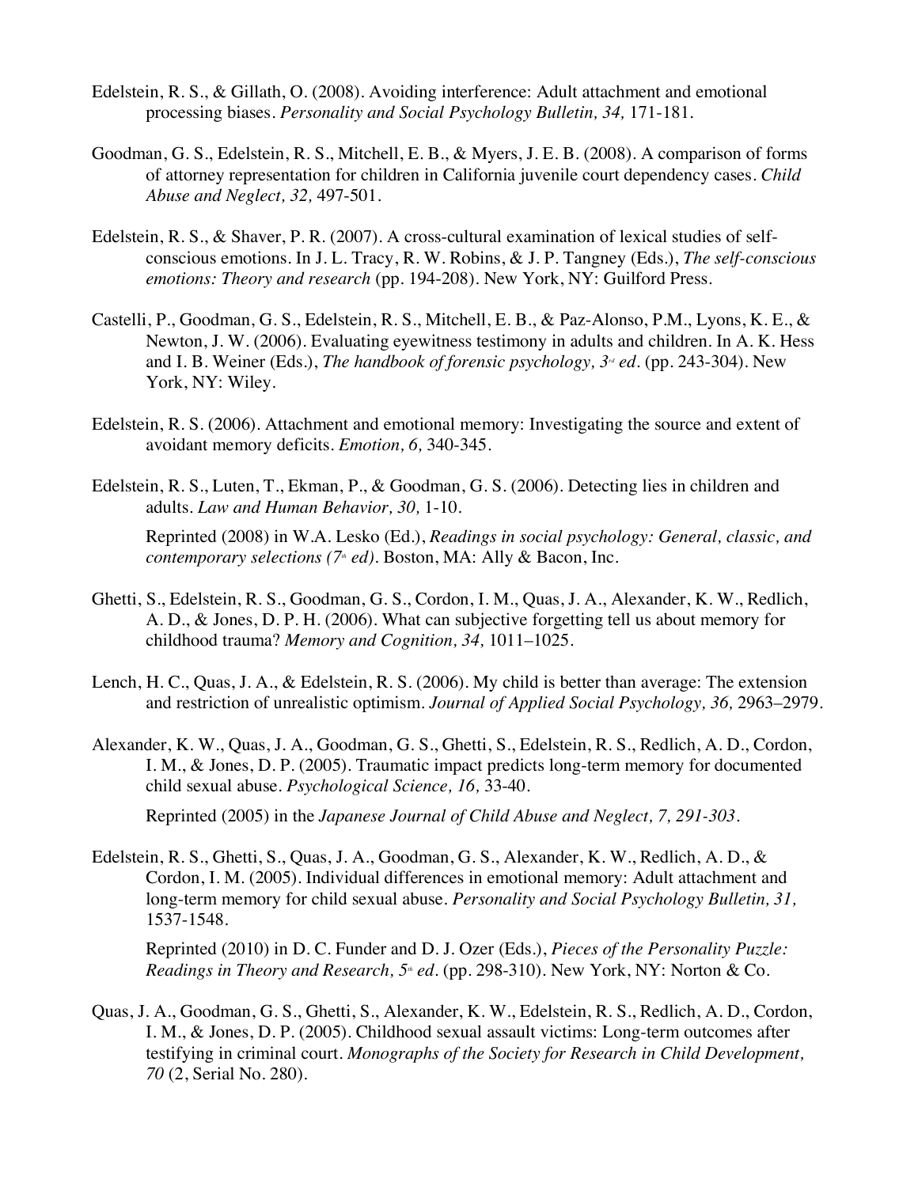Edelstein, R. S., & Gillath, O. (2008). Avoiding interference: Adult attachment and emotional processing biases. *Personality and Social Psychology Bulletin, 34,* 171-181.

Goodman, G. S., Edelstein, R. S., Mitchell, E. B., & Myers, J. E. B. (2008). A comparison of forms of attorney representation for children in California juvenile court dependency cases. *Child Abuse and Neglect, 32,* 497-501.

Edelstein, R. S., & Shaver, P. R. (2007). A cross-cultural examination of lexical studies of self-conscious emotions. In J. L. Tracy, R. W. Robins, & J. P. Tangney (Eds.), *The self-conscious emotions: Theory and research* (pp. 194-208). New York, NY: Guilford Press.

Castelli, P., Goodman, G. S., Edelstein, R. S., Mitchell, E. B., & Paz-Alonso, P.M., Lyons, K. E., & Newton, J. W. (2006). Evaluating eyewitness testimony in adults and children. In A. K. Hess and I. B. Weiner (Eds.), *The handbook of forensic psychology, 3rd ed.* (pp. 243-304). New York, NY: Wiley.

Edelstein, R. S. (2006). Attachment and emotional memory: Investigating the source and extent of avoidant memory deficits. *Emotion, 6,* 340-345.

Edelstein, R. S., Luten, T., Ekman, P., & Goodman, G. S. (2006). Detecting lies in children and adults. *Law and Human Behavior, 30,* 1-10.

Reprinted (2008) in W.A. Lesko (Ed.), *Readings in social psychology: General, classic, and contemporary selections (7th ed).* Boston, MA: Ally & Bacon, Inc.

Ghetti, S., Edelstein, R. S., Goodman, G. S., Cordon, I. M., Quas, J. A., Alexander, K. W., Redlich, A. D., & Jones, D. P. H. (2006). What can subjective forgetting tell us about memory for childhood trauma? *Memory and Cognition, 34,* 1011–1025.

Lench, H. C., Quas, J. A., & Edelstein, R. S. (2006). My child is better than average: The extension and restriction of unrealistic optimism. *Journal of Applied Social Psychology, 36,* 2963–2979.

Alexander, K. W., Quas, J. A., Goodman, G. S., Ghetti, S., Edelstein, R. S., Redlich, A. D., Cordon, I. M., & Jones, D. P. (2005). Traumatic impact predicts long-term memory for documented child sexual abuse. *Psychological Science, 16,* 33-40.

Reprinted (2005) in the *Japanese Journal of Child Abuse and Neglect, 7, 291-303.*

Edelstein, R. S., Ghetti, S., Quas, J. A., Goodman, G. S., Alexander, K. W., Redlich, A. D., & Cordon, I. M. (2005). Individual differences in emotional memory: Adult attachment and long-term memory for child sexual abuse. *Personality and Social Psychology Bulletin, 31,* 1537-1548.

Reprinted (2010) in D. C. Funder and D. J. Ozer (Eds.), *Pieces of the Personality Puzzle: Readings in Theory and Research, 5th ed.* (pp. 298-310). New York, NY: Norton & Co.

Quas, J. A., Goodman, G. S., Ghetti, S., Alexander, K. W., Edelstein, R. S., Redlich, A. D., Cordon, I. M., & Jones, D. P. (2005). Childhood sexual assault victims: Long-term outcomes after testifying in criminal court. *Monographs of the Society for Research in Child Development, 70* (2, Serial No. 280).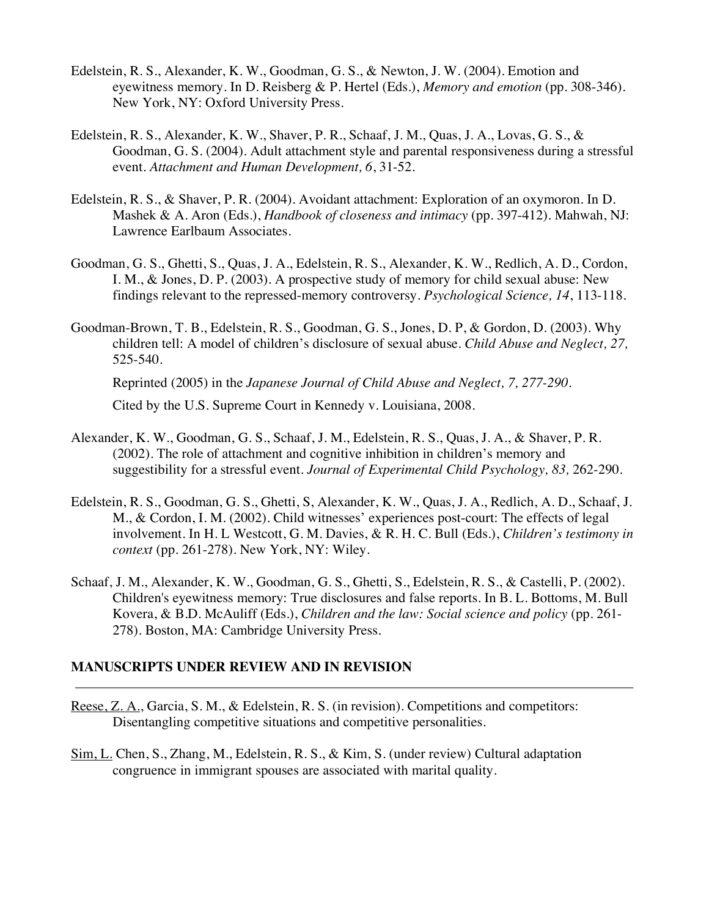Edelstein, R. S., Alexander, K. W., Goodman, G. S., & Newton, J. W. (2004). Emotion and eyewitness memory. In D. Reisberg & P. Hertel (Eds.), *Memory and emotion* (pp. 308-346). New York, NY: Oxford University Press.

Edelstein, R. S., Alexander, K. W., Shaver, P. R., Schaaf, J. M., Quas, J. A., Lovas, G. S., & Goodman, G. S. (2004). Adult attachment style and parental responsiveness during a stressful event. *Attachment and Human Development, 6*, 31-52.

Edelstein, R. S., & Shaver, P. R. (2004). Avoidant attachment: Exploration of an oxymoron. In D. Mashek & A. Aron (Eds.), *Handbook of closeness and intimacy* (pp. 397-412). Mahwah, NJ: Lawrence Earlbaum Associates.

Goodman, G. S., Ghetti, S., Quas, J. A., Edelstein, R. S., Alexander, K. W., Redlich, A. D., Cordon, I. M., & Jones, D. P. (2003). A prospective study of memory for child sexual abuse: New findings relevant to the repressed-memory controversy. *Psychological Science, 14*, 113-118.

Goodman-Brown, T. B., Edelstein, R. S., Goodman, G. S., Jones, D. P, & Gordon, D. (2003). Why children tell: A model of children's disclosure of sexual abuse. *Child Abuse and Neglect, 27,* 525-540.

Reprinted (2005) in the *Japanese Journal of Child Abuse and Neglect, 7, 277-290.*

Cited by the U.S. Supreme Court in Kennedy v. Louisiana, 2008.

Alexander, K. W., Goodman, G. S., Schaaf, J. M., Edelstein, R. S., Quas, J. A., & Shaver, P. R. (2002). The role of attachment and cognitive inhibition in children's memory and suggestibility for a stressful event. *Journal of Experimental Child Psychology, 83,* 262-290.

Edelstein, R. S., Goodman, G. S., Ghetti, S, Alexander, K. W., Quas, J. A., Redlich, A. D., Schaaf, J. M., & Cordon, I. M. (2002). Child witnesses' experiences post-court: The effects of legal involvement. In H. L Westcott, G. M. Davies, & R. H. C. Bull (Eds.), *Children's testimony in context* (pp. 261-278). New York, NY: Wiley.

Schaaf, J. M., Alexander, K. W., Goodman, G. S., Ghetti, S., Edelstein, R. S., & Castelli, P. (2002). Children's eyewitness memory: True disclosures and false reports. In B. L. Bottoms, M. Bull Kovera, & B.D. McAuliff (Eds.), *Children and the law: Social science and policy* (pp. 261-278). Boston, MA: Cambridge University Press.

## MANUSCRIPTS UNDER REVIEW AND IN REVISION

Reese, Z. A., Garcia, S. M., & Edelstein, R. S. (in revision). Competitions and competitors: Disentangling competitive situations and competitive personalities.

Sim, L. Chen, S., Zhang, M., Edelstein, R. S., & Kim, S. (under review) Cultural adaptation congruence in immigrant spouses are associated with marital quality.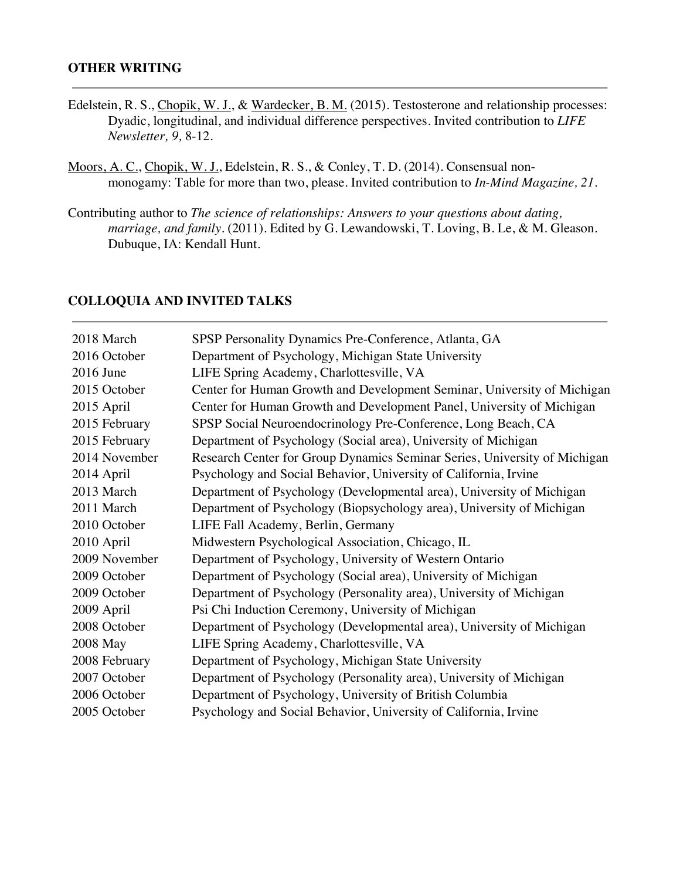## OTHER WRITING

Edelstein, R. S., <u>Chopik, W. J.</u>, & <u>Wardecker, B. M.</u> (2015). Testosterone and relationship processes: Dyadic, longitudinal, and individual difference perspectives. Invited contribution to *LIFE Newsletter, 9,* 8-12.

<u>Moors, A. C.</u>, <u>Chopik, W. J.</u>, Edelstein, R. S., & Conley, T. D. (2014). Consensual non-monogamy: Table for more than two, please. Invited contribution to *In-Mind Magazine, 21.*

Contributing author to *The science of relationships: Answers to your questions about dating, marriage, and family*. (2011). Edited by G. Lewandowski, T. Loving, B. Le, & M. Gleason. Dubuque, IA: Kendall Hunt.

## COLLOQUIA AND INVITED TALKS

| | |
|---|---|
| 2018 March | SPSP Personality Dynamics Pre-Conference, Atlanta, GA |
| 2016 October | Department of Psychology, Michigan State University |
| 2016 June | LIFE Spring Academy, Charlottesville, VA |
| 2015 October | Center for Human Growth and Development Seminar, University of Michigan |
| 2015 April | Center for Human Growth and Development Panel, University of Michigan |
| 2015 February | SPSP Social Neuroendocrinology Pre-Conference, Long Beach, CA |
| 2015 February | Department of Psychology (Social area), University of Michigan |
| 2014 November | Research Center for Group Dynamics Seminar Series, University of Michigan |
| 2014 April | Psychology and Social Behavior, University of California, Irvine |
| 2013 March | Department of Psychology (Developmental area), University of Michigan |
| 2011 March | Department of Psychology (Biopsychology area), University of Michigan |
| 2010 October | LIFE Fall Academy, Berlin, Germany |
| 2010 April | Midwestern Psychological Association, Chicago, IL |
| 2009 November | Department of Psychology, University of Western Ontario |
| 2009 October | Department of Psychology (Social area), University of Michigan |
| 2009 October | Department of Psychology (Personality area), University of Michigan |
| 2009 April | Psi Chi Induction Ceremony, University of Michigan |
| 2008 October | Department of Psychology (Developmental area), University of Michigan |
| 2008 May | LIFE Spring Academy, Charlottesville, VA |
| 2008 February | Department of Psychology, Michigan State University |
| 2007 October | Department of Psychology (Personality area), University of Michigan |
| 2006 October | Department of Psychology, University of British Columbia |
| 2005 October | Psychology and Social Behavior, University of California, Irvine |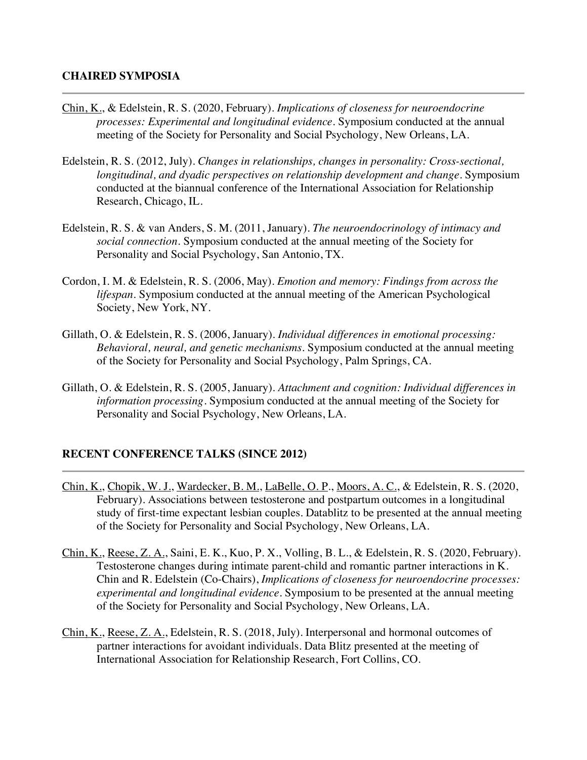## CHAIRED SYMPOSIA

---

Chin, K., & Edelstein, R. S. (2020, February). *Implications of closeness for neuroendocrine processes: Experimental and longitudinal evidence*. Symposium conducted at the annual meeting of the Society for Personality and Social Psychology, New Orleans, LA.

Edelstein, R. S. (2012, July). *Changes in relationships, changes in personality: Cross-sectional, longitudinal, and dyadic perspectives on relationship development and change*. Symposium conducted at the biannual conference of the International Association for Relationship Research, Chicago, IL.

Edelstein, R. S. & van Anders, S. M. (2011, January). *The neuroendocrinology of intimacy and social connection*. Symposium conducted at the annual meeting of the Society for Personality and Social Psychology, San Antonio, TX.

Cordon, I. M. & Edelstein, R. S. (2006, May). *Emotion and memory: Findings from across the lifespan*. Symposium conducted at the annual meeting of the American Psychological Society, New York, NY.

Gillath, O. & Edelstein, R. S. (2006, January). *Individual differences in emotional processing: Behavioral, neural, and genetic mechanisms*. Symposium conducted at the annual meeting of the Society for Personality and Social Psychology, Palm Springs, CA.

Gillath, O. & Edelstein, R. S. (2005, January). *Attachment and cognition: Individual differences in information processing*. Symposium conducted at the annual meeting of the Society for Personality and Social Psychology, New Orleans, LA.

## RECENT CONFERENCE TALKS (SINCE 2012)

---

Chin, K., Chopik, W. J., Wardecker, B. M., LaBelle, O. P., Moors, A. C., & Edelstein, R. S. (2020, February). Associations between testosterone and postpartum outcomes in a longitudinal study of first-time expectant lesbian couples. Datablitz to be presented at the annual meeting of the Society for Personality and Social Psychology, New Orleans, LA.

Chin, K., Reese, Z. A., Saini, E. K., Kuo, P. X., Volling, B. L., & Edelstein, R. S. (2020, February). Testosterone changes during intimate parent-child and romantic partner interactions in K. Chin and R. Edelstein (Co-Chairs), *Implications of closeness for neuroendocrine processes: experimental and longitudinal evidence*. Symposium to be presented at the annual meeting of the Society for Personality and Social Psychology, New Orleans, LA.

Chin, K., Reese, Z. A., Edelstein, R. S. (2018, July). Interpersonal and hormonal outcomes of partner interactions for avoidant individuals. Data Blitz presented at the meeting of International Association for Relationship Research, Fort Collins, CO.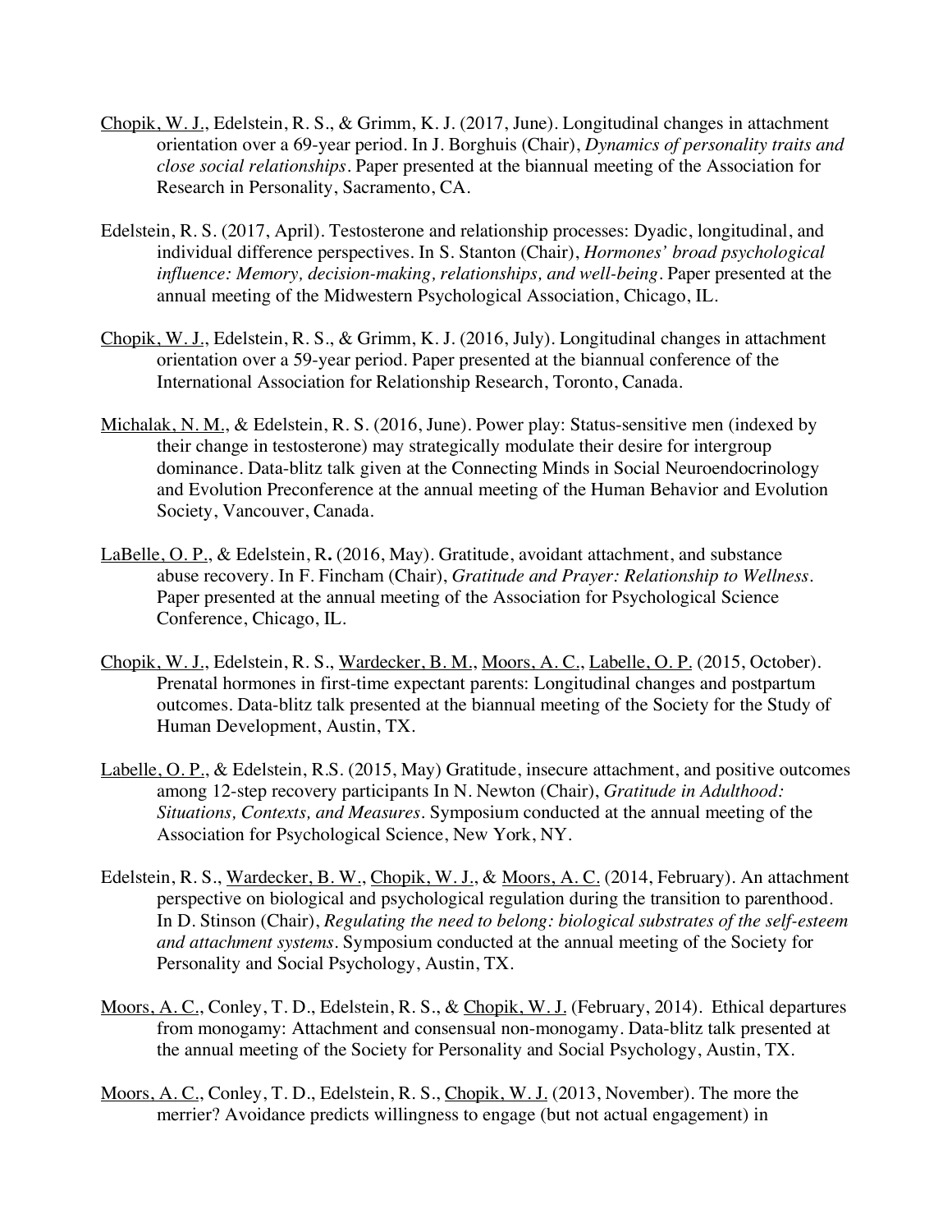<u>Chopik, W. J.</u>, Edelstein, R. S., & Grimm, K. J. (2017, June). Longitudinal changes in attachment orientation over a 69-year period. In J. Borghuis (Chair), *Dynamics of personality traits and close social relationships*. Paper presented at the biannual meeting of the Association for Research in Personality, Sacramento, CA.

Edelstein, R. S. (2017, April). Testosterone and relationship processes: Dyadic, longitudinal, and individual difference perspectives. In S. Stanton (Chair), *Hormones' broad psychological influence: Memory, decision-making, relationships, and well-being*. Paper presented at the annual meeting of the Midwestern Psychological Association, Chicago, IL.

<u>Chopik, W. J.</u>, Edelstein, R. S., & Grimm, K. J. (2016, July). Longitudinal changes in attachment orientation over a 59-year period. Paper presented at the biannual conference of the International Association for Relationship Research, Toronto, Canada.

<u>Michalak, N. M.</u>, & Edelstein, R. S. (2016, June). Power play: Status-sensitive men (indexed by their change in testosterone) may strategically modulate their desire for intergroup dominance. Data-blitz talk given at the Connecting Minds in Social Neuroendocrinology and Evolution Preconference at the annual meeting of the Human Behavior and Evolution Society, Vancouver, Canada.

<u>LaBelle, O. P.</u>, & Edelstein, R**.** (2016, May). Gratitude, avoidant attachment, and substance abuse recovery. In F. Fincham (Chair), *Gratitude and Prayer: Relationship to Wellness*. Paper presented at the annual meeting of the Association for Psychological Science Conference, Chicago, IL.

<u>Chopik, W. J.</u>, Edelstein, R. S., <u>Wardecker, B. M.</u>, <u>Moors, A. C.</u>, <u>Labelle, O. P.</u> (2015, October). Prenatal hormones in first-time expectant parents: Longitudinal changes and postpartum outcomes. Data-blitz talk presented at the biannual meeting of the Society for the Study of Human Development, Austin, TX.

<u>Labelle, O. P.</u>, & Edelstein, R.S. (2015, May) Gratitude, insecure attachment, and positive outcomes among 12-step recovery participants In N. Newton (Chair), *Gratitude in Adulthood: Situations, Contexts, and Measures*. Symposium conducted at the annual meeting of the Association for Psychological Science, New York, NY.

Edelstein, R. S., <u>Wardecker, B. W.</u>, <u>Chopik, W. J.</u>, & <u>Moors, A. C.</u> (2014, February). An attachment perspective on biological and psychological regulation during the transition to parenthood. In D. Stinson (Chair), *Regulating the need to belong: biological substrates of the self-esteem and attachment systems*. Symposium conducted at the annual meeting of the Society for Personality and Social Psychology, Austin, TX.

<u>Moors, A. C.</u>, Conley, T. D., Edelstein, R. S., & <u>Chopik, W. J.</u> (February, 2014). Ethical departures from monogamy: Attachment and consensual non-monogamy. Data-blitz talk presented at the annual meeting of the Society for Personality and Social Psychology, Austin, TX.

<u>Moors, A. C.</u>, Conley, T. D., Edelstein, R. S., <u>Chopik, W. J.</u> (2013, November). The more the merrier? Avoidance predicts willingness to engage (but not actual engagement) in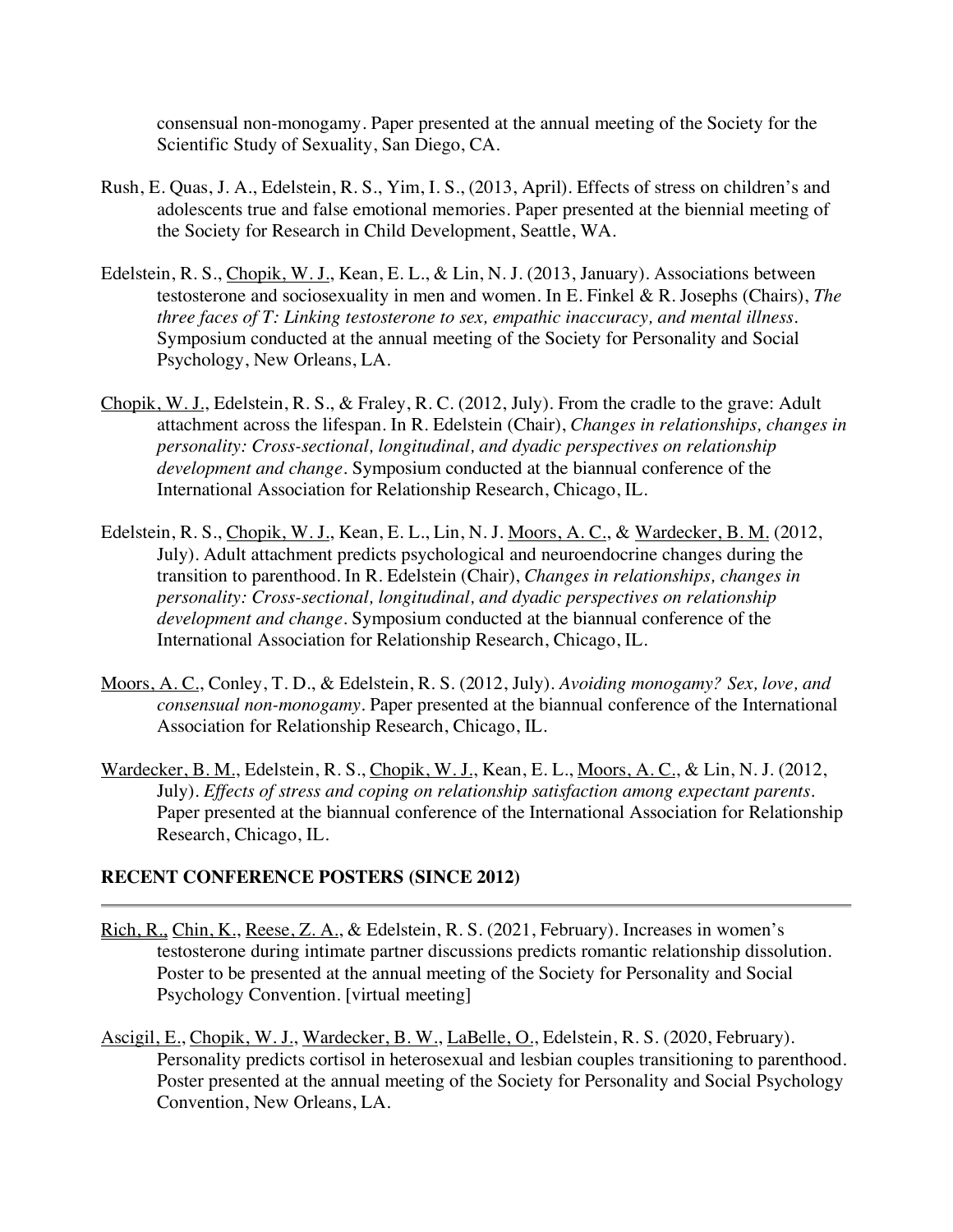consensual non-monogamy. Paper presented at the annual meeting of the Society for the Scientific Study of Sexuality, San Diego, CA.

Rush, E. Quas, J. A., Edelstein, R. S., Yim, I. S., (2013, April). Effects of stress on children's and adolescents true and false emotional memories. Paper presented at the biennial meeting of the Society for Research in Child Development, Seattle, WA.

Edelstein, R. S., <u>Chopik, W. J.</u>, Kean, E. L., & Lin, N. J. (2013, January). Associations between testosterone and sociosexuality in men and women. In E. Finkel & R. Josephs (Chairs), *The three faces of T: Linking testosterone to sex, empathic inaccuracy, and mental illness*. Symposium conducted at the annual meeting of the Society for Personality and Social Psychology, New Orleans, LA.

<u>Chopik, W. J.</u>, Edelstein, R. S., & Fraley, R. C. (2012, July). From the cradle to the grave: Adult attachment across the lifespan. In R. Edelstein (Chair), *Changes in relationships, changes in personality: Cross-sectional, longitudinal, and dyadic perspectives on relationship development and change*. Symposium conducted at the biannual conference of the International Association for Relationship Research, Chicago, IL.

Edelstein, R. S., <u>Chopik, W. J.</u>, Kean, E. L., Lin, N. J. <u>Moors, A. C.</u>, & <u>Wardecker, B. M.</u> (2012, July). Adult attachment predicts psychological and neuroendocrine changes during the transition to parenthood. In R. Edelstein (Chair), *Changes in relationships, changes in personality: Cross-sectional, longitudinal, and dyadic perspectives on relationship development and change*. Symposium conducted at the biannual conference of the International Association for Relationship Research, Chicago, IL.

<u>Moors, A. C.</u>, Conley, T. D., & Edelstein, R. S. (2012, July). *Avoiding monogamy? Sex, love, and consensual non-monogamy*. Paper presented at the biannual conference of the International Association for Relationship Research, Chicago, IL.

<u>Wardecker, B. M.</u>, Edelstein, R. S., <u>Chopik, W. J.</u>, Kean, E. L., <u>Moors, A. C.</u>, & Lin, N. J. (2012, July). *Effects of stress and coping on relationship satisfaction among expectant parents*. Paper presented at the biannual conference of the International Association for Relationship Research, Chicago, IL.

## RECENT CONFERENCE POSTERS (SINCE 2012)

---

<u>Rich, R.</u>, <u>Chin, K.</u>, <u>Reese, Z. A.</u>, & Edelstein, R. S. (2021, February). Increases in women's testosterone during intimate partner discussions predicts romantic relationship dissolution. Poster to be presented at the annual meeting of the Society for Personality and Social Psychology Convention. [virtual meeting]

<u>Ascigil, E.</u>, <u>Chopik, W. J.</u>, <u>Wardecker, B. W.</u>, <u>LaBelle, O.</u>, Edelstein, R. S. (2020, February). Personality predicts cortisol in heterosexual and lesbian couples transitioning to parenthood. Poster presented at the annual meeting of the Society for Personality and Social Psychology Convention, New Orleans, LA.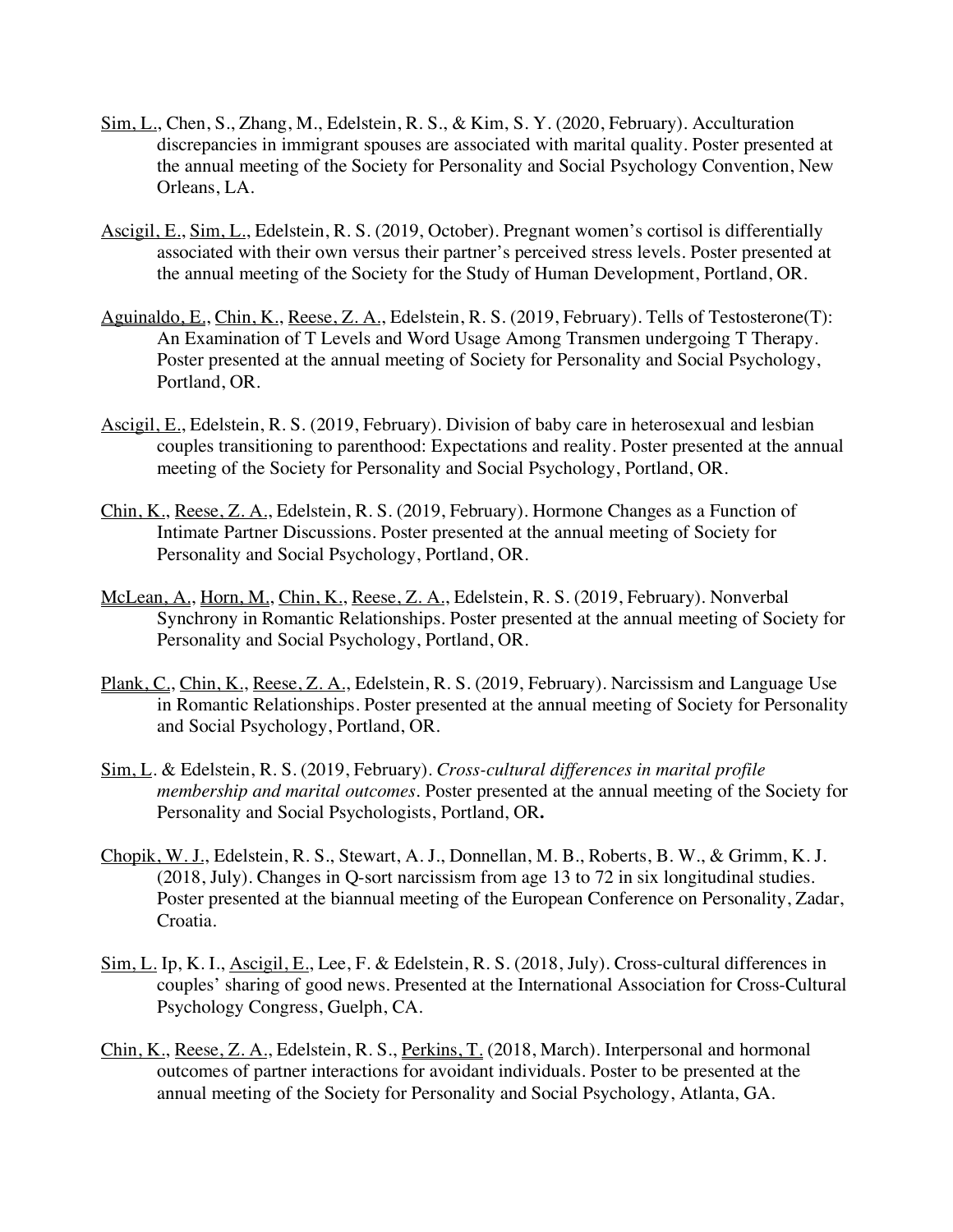<u>Sim, L.</u>, Chen, S., Zhang, M., Edelstein, R. S., & Kim, S. Y. (2020, February). Acculturation discrepancies in immigrant spouses are associated with marital quality. Poster presented at the annual meeting of the Society for Personality and Social Psychology Convention, New Orleans, LA.

<u>Ascigil, E.</u>, <u>Sim, L.</u>, Edelstein, R. S. (2019, October). Pregnant women's cortisol is differentially associated with their own versus their partner's perceived stress levels. Poster presented at the annual meeting of the Society for the Study of Human Development, Portland, OR.

<u>Aguinaldo, E.</u>, <u>Chin, K.</u>, <u>Reese, Z. A.</u>, Edelstein, R. S. (2019, February). Tells of Testosterone(T): An Examination of T Levels and Word Usage Among Transmen undergoing T Therapy. Poster presented at the annual meeting of Society for Personality and Social Psychology, Portland, OR.

<u>Ascigil, E.</u>, Edelstein, R. S. (2019, February). Division of baby care in heterosexual and lesbian couples transitioning to parenthood: Expectations and reality. Poster presented at the annual meeting of the Society for Personality and Social Psychology, Portland, OR.

<u>Chin, K.</u>, <u>Reese, Z. A.</u>, Edelstein, R. S. (2019, February). Hormone Changes as a Function of Intimate Partner Discussions. Poster presented at the annual meeting of Society for Personality and Social Psychology, Portland, OR.

<u>McLean, A.</u>, <u>Horn, M.</u>, <u>Chin, K.</u>, <u>Reese, Z. A.</u>, Edelstein, R. S. (2019, February). Nonverbal Synchrony in Romantic Relationships. Poster presented at the annual meeting of Society for Personality and Social Psychology, Portland, OR.

<u>Plank, C.</u>, <u>Chin, K.</u>, <u>Reese, Z. A.</u>, Edelstein, R. S. (2019, February). Narcissism and Language Use in Romantic Relationships. Poster presented at the annual meeting of Society for Personality and Social Psychology, Portland, OR.

<u>Sim, L</u>. & Edelstein, R. S. (2019, February). *Cross-cultural differences in marital profile membership and marital outcomes*. Poster presented at the annual meeting of the Society for Personality and Social Psychologists, Portland, OR**.**

<u>Chopik, W. J.</u>, Edelstein, R. S., Stewart, A. J., Donnellan, M. B., Roberts, B. W., & Grimm, K. J. (2018, July). Changes in Q-sort narcissism from age 13 to 72 in six longitudinal studies. Poster presented at the biannual meeting of the European Conference on Personality, Zadar, Croatia.

<u>Sim, L.</u> Ip, K. I., <u>Ascigil, E.</u>, Lee, F. & Edelstein, R. S. (2018, July). Cross-cultural differences in couples' sharing of good news. Presented at the International Association for Cross-Cultural Psychology Congress, Guelph, CA.

<u>Chin, K.</u>, <u>Reese, Z. A.</u>, Edelstein, R. S., <u>Perkins, T.</u> (2018, March). Interpersonal and hormonal outcomes of partner interactions for avoidant individuals. Poster to be presented at the annual meeting of the Society for Personality and Social Psychology, Atlanta, GA.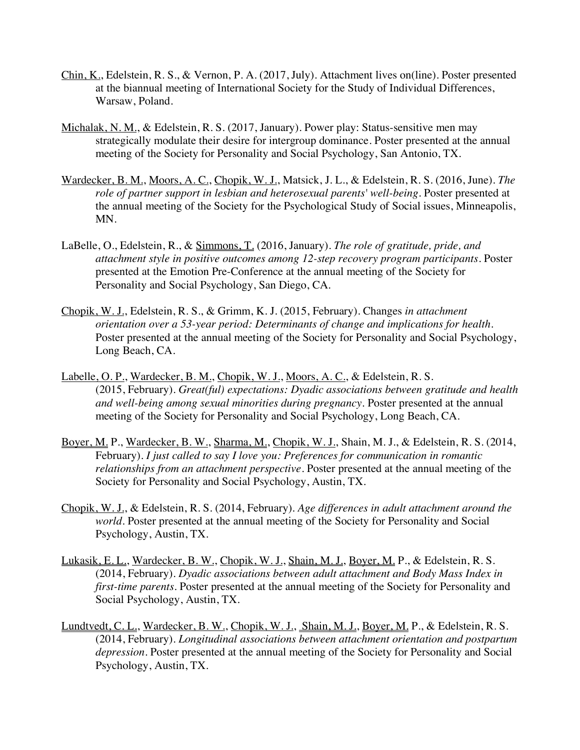<u>Chin, K.</u>, Edelstein, R. S., & Vernon, P. A. (2017, July). Attachment lives on(line). Poster presented at the biannual meeting of International Society for the Study of Individual Differences, Warsaw, Poland.

<u>Michalak, N. M.</u>, & Edelstein, R. S. (2017, January). Power play: Status-sensitive men may strategically modulate their desire for intergroup dominance. Poster presented at the annual meeting of the Society for Personality and Social Psychology, San Antonio, TX.

<u>Wardecker, B. M.</u>, <u>Moors, A. C.</u>, <u>Chopik, W. J.</u>, Matsick, J. L., & Edelstein, R. S. (2016, June). *The role of partner support in lesbian and heterosexual parents' well-being*. Poster presented at the annual meeting of the Society for the Psychological Study of Social issues, Minneapolis, MN.

LaBelle, O., Edelstein, R., & <u>Simmons, T.</u> (2016, January). *The role of gratitude, pride, and attachment style in positive outcomes among 12-step recovery program participants*. Poster presented at the Emotion Pre-Conference at the annual meeting of the Society for Personality and Social Psychology, San Diego, CA.

<u>Chopik, W. J.</u>, Edelstein, R. S., & Grimm, K. J. (2015, February). Changes *in attachment orientation over a 53-year period: Determinants of change and implications for health*. Poster presented at the annual meeting of the Society for Personality and Social Psychology, Long Beach, CA.

<u>Labelle, O. P.</u>, <u>Wardecker, B. M.</u>, <u>Chopik, W. J.</u>, <u>Moors, A. C.</u>, & Edelstein, R. S. (2015, February). *Great(ful) expectations: Dyadic associations between gratitude and health and well-being among sexual minorities during pregnancy*. Poster presented at the annual meeting of the Society for Personality and Social Psychology, Long Beach, CA.

<u>Boyer, M.</u> P., <u>Wardecker, B. W.</u>, <u>Sharma, M.</u>, <u>Chopik, W. J.</u>, Shain, M. J., & Edelstein, R. S. (2014, February). *I just called to say I love you: Preferences for communication in romantic relationships from an attachment perspective*. Poster presented at the annual meeting of the Society for Personality and Social Psychology, Austin, TX.

<u>Chopik, W. J.</u>, & Edelstein, R. S. (2014, February). *Age differences in adult attachment around the world*. Poster presented at the annual meeting of the Society for Personality and Social Psychology, Austin, TX.

<u>Lukasik, E. L.</u>, <u>Wardecker, B. W.</u>, <u>Chopik, W. J.</u>, <u>Shain, M. J.</u>, <u>Boyer, M.</u> P., & Edelstein, R. S. (2014, February). *Dyadic associations between adult attachment and Body Mass Index in first-time parents*. Poster presented at the annual meeting of the Society for Personality and Social Psychology, Austin, TX.

<u>Lundtvedt, C. L.</u>, <u>Wardecker, B. W.</u>, <u>Chopik, W. J.</u>, <u>Shain, M. J.</u>, <u>Boyer, M.</u> P., & Edelstein, R. S. (2014, February). *Longitudinal associations between attachment orientation and postpartum depression*. Poster presented at the annual meeting of the Society for Personality and Social Psychology, Austin, TX.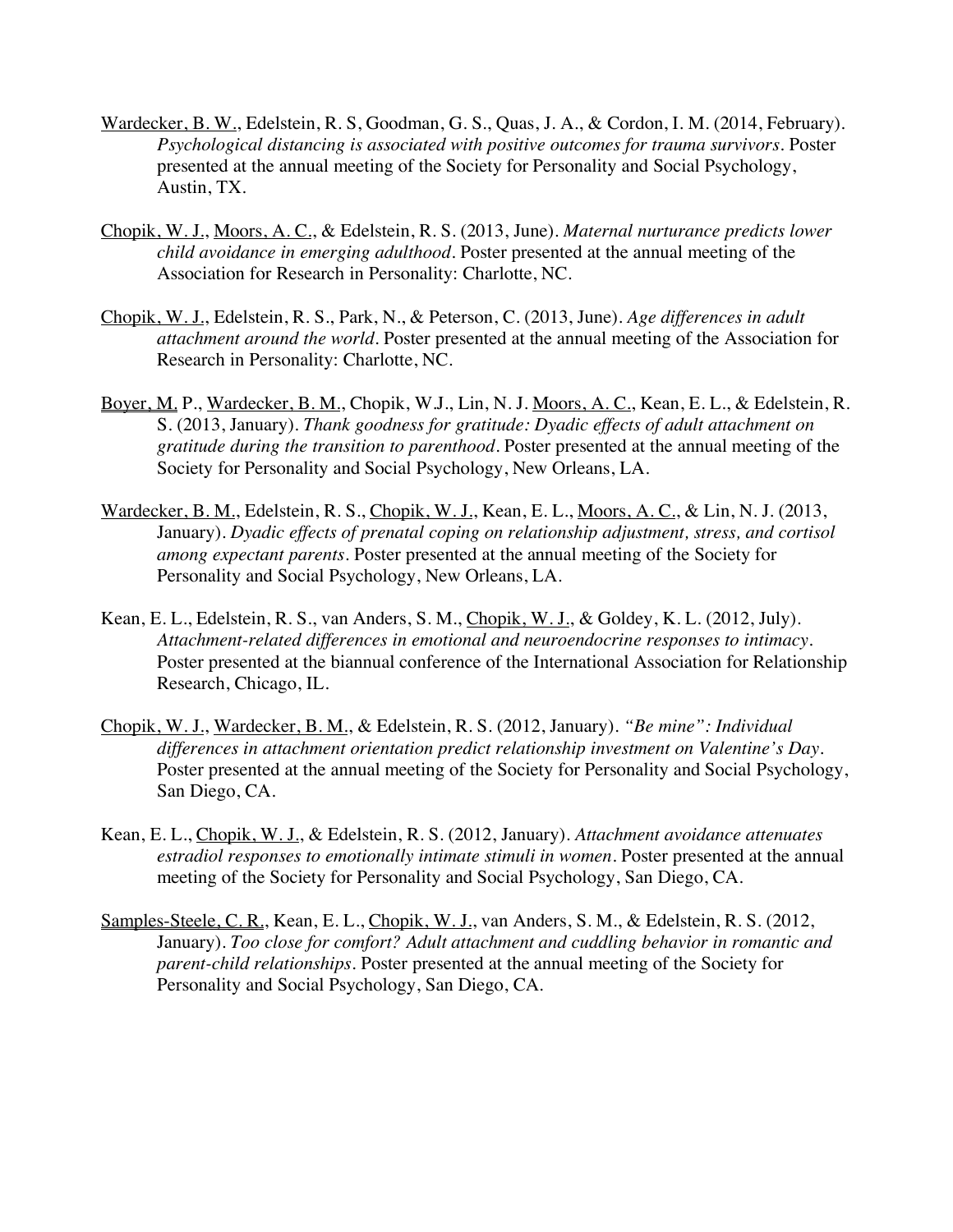<u>Wardecker, B. W.</u>, Edelstein, R. S, Goodman, G. S., Quas, J. A., & Cordon, I. M. (2014, February). *Psychological distancing is associated with positive outcomes for trauma survivors*. Poster presented at the annual meeting of the Society for Personality and Social Psychology, Austin, TX.

<u>Chopik, W. J.</u>, <u>Moors, A. C.</u>, & Edelstein, R. S. (2013, June). *Maternal nurturance predicts lower child avoidance in emerging adulthood*. Poster presented at the annual meeting of the Association for Research in Personality: Charlotte, NC.

<u>Chopik, W. J.</u>, Edelstein, R. S., Park, N., & Peterson, C. (2013, June). *Age differences in adult attachment around the world*. Poster presented at the annual meeting of the Association for Research in Personality: Charlotte, NC.

<u>Boyer, M.</u> P., <u>Wardecker, B. M.</u>, Chopik, W.J., Lin, N. J. <u>Moors, A. C.</u>, Kean, E. L., & Edelstein, R. S. (2013, January). *Thank goodness for gratitude: Dyadic effects of adult attachment on gratitude during the transition to parenthood*. Poster presented at the annual meeting of the Society for Personality and Social Psychology, New Orleans, LA.

<u>Wardecker, B. M.</u>, Edelstein, R. S., <u>Chopik, W. J.</u>, Kean, E. L., <u>Moors, A. C.</u>, & Lin, N. J. (2013, January). *Dyadic effects of prenatal coping on relationship adjustment, stress, and cortisol among expectant parents*. Poster presented at the annual meeting of the Society for Personality and Social Psychology, New Orleans, LA.

Kean, E. L., Edelstein, R. S., van Anders, S. M., <u>Chopik, W. J.</u>, & Goldey, K. L. (2012, July). *Attachment-related differences in emotional and neuroendocrine responses to intimacy*. Poster presented at the biannual conference of the International Association for Relationship Research, Chicago, IL.

<u>Chopik, W. J.</u>, <u>Wardecker, B. M.</u>, & Edelstein, R. S. (2012, January). *"Be mine": Individual differences in attachment orientation predict relationship investment on Valentine's Day*. Poster presented at the annual meeting of the Society for Personality and Social Psychology, San Diego, CA.

Kean, E. L., <u>Chopik, W. J.</u>, & Edelstein, R. S. (2012, January). *Attachment avoidance attenuates estradiol responses to emotionally intimate stimuli in women*. Poster presented at the annual meeting of the Society for Personality and Social Psychology, San Diego, CA.

<u>Samples-Steele, C. R.</u>, Kean, E. L., <u>Chopik, W. J.</u>, van Anders, S. M., & Edelstein, R. S. (2012, January). *Too close for comfort? Adult attachment and cuddling behavior in romantic and parent-child relationships*. Poster presented at the annual meeting of the Society for Personality and Social Psychology, San Diego, CA.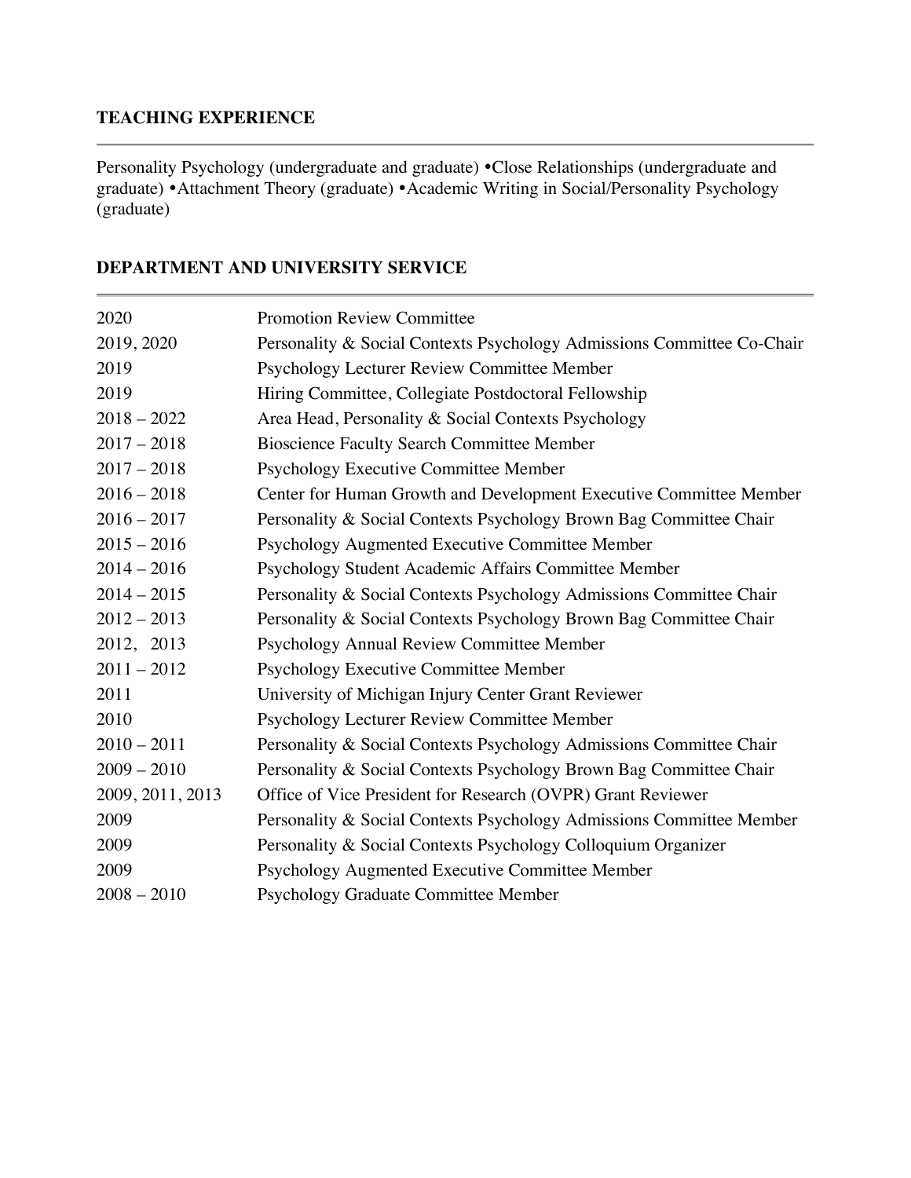## TEACHING EXPERIENCE

Personality Psychology (undergraduate and graduate) •Close Relationships (undergraduate and graduate) •Attachment Theory (graduate) •Academic Writing in Social/Personality Psychology (graduate)

## DEPARTMENT AND UNIVERSITY SERVICE

| | |
|---|---|
| 2020 | Promotion Review Committee |
| 2019, 2020 | Personality & Social Contexts Psychology Admissions Committee Co-Chair |
| 2019 | Psychology Lecturer Review Committee Member |
| 2019 | Hiring Committee, Collegiate Postdoctoral Fellowship |
| 2018 – 2022 | Area Head, Personality & Social Contexts Psychology |
| 2017 – 2018 | Bioscience Faculty Search Committee Member |
| 2017 – 2018 | Psychology Executive Committee Member |
| 2016 – 2018 | Center for Human Growth and Development Executive Committee Member |
| 2016 – 2017 | Personality & Social Contexts Psychology Brown Bag Committee Chair |
| 2015 – 2016 | Psychology Augmented Executive Committee Member |
| 2014 – 2016 | Psychology Student Academic Affairs Committee Member |
| 2014 – 2015 | Personality & Social Contexts Psychology Admissions Committee Chair |
| 2012 – 2013 | Personality & Social Contexts Psychology Brown Bag Committee Chair |
| 2012, 2013 | Psychology Annual Review Committee Member |
| 2011 – 2012 | Psychology Executive Committee Member |
| 2011 | University of Michigan Injury Center Grant Reviewer |
| 2010 | Psychology Lecturer Review Committee Member |
| 2010 – 2011 | Personality & Social Contexts Psychology Admissions Committee Chair |
| 2009 – 2010 | Personality & Social Contexts Psychology Brown Bag Committee Chair |
| 2009, 2011, 2013 | Office of Vice President for Research (OVPR) Grant Reviewer |
| 2009 | Personality & Social Contexts Psychology Admissions Committee Member |
| 2009 | Personality & Social Contexts Psychology Colloquium Organizer |
| 2009 | Psychology Augmented Executive Committee Member |
| 2008 – 2010 | Psychology Graduate Committee Member |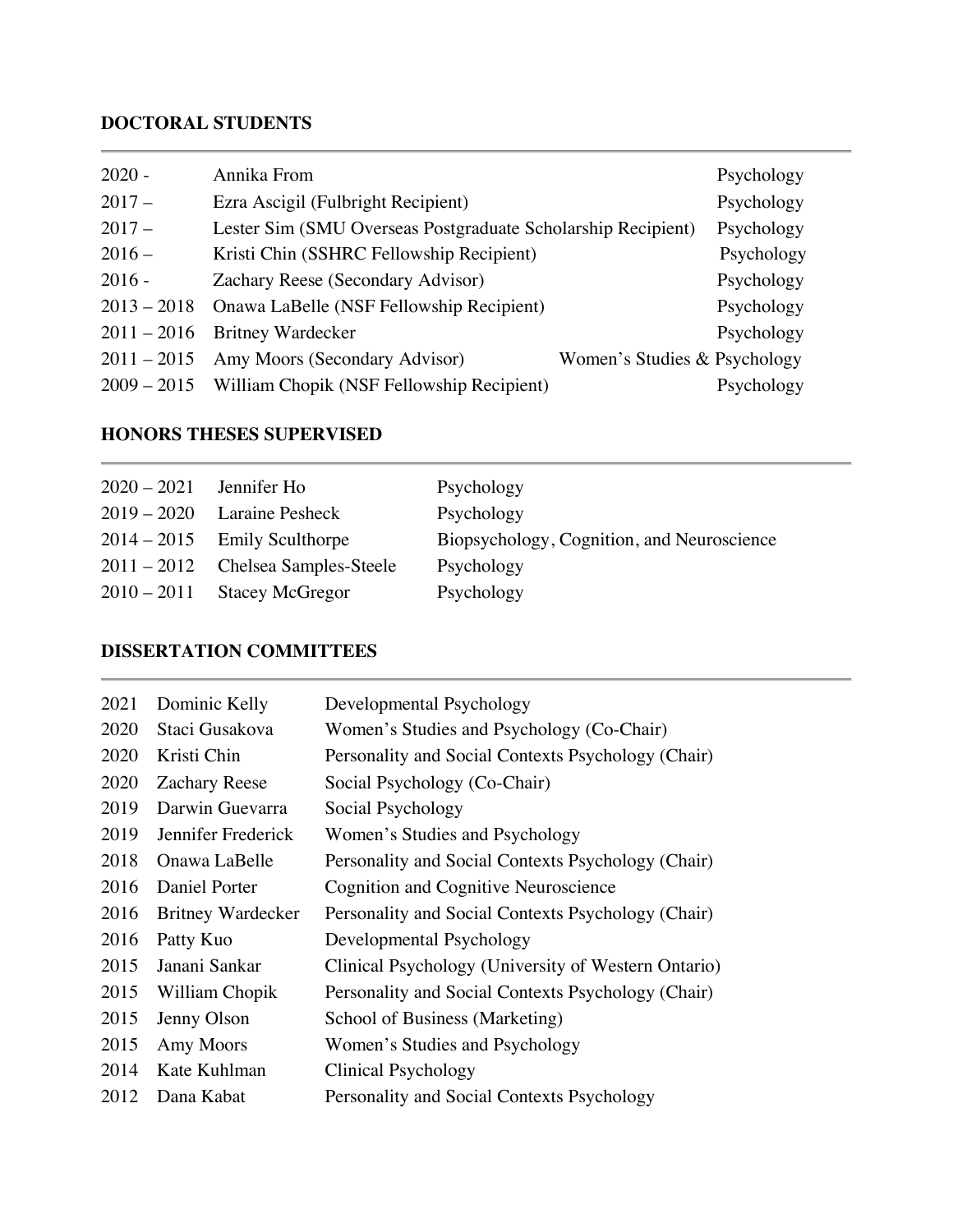## DOCTORAL STUDENTS

| | | |
|---|---|---|
| 2020 - | Annika From | Psychology |
| 2017 – | Ezra Ascigil (Fulbright Recipient) | Psychology |
| 2017 – | Lester Sim (SMU Overseas Postgraduate Scholarship Recipient) | Psychology |
| 2016 – | Kristi Chin (SSHRC Fellowship Recipient) | Psychology |
| 2016 - | Zachary Reese (Secondary Advisor) | Psychology |
| 2013 – 2018 | Onawa LaBelle (NSF Fellowship Recipient) | Psychology |
| 2011 – 2016 | Britney Wardecker | Psychology |
| 2011 – 2015 | Amy Moors (Secondary Advisor) | Women's Studies & Psychology |
| 2009 – 2015 | William Chopik (NSF Fellowship Recipient) | Psychology |

## HONORS THESES SUPERVISED

| | | |
|---|---|---|
| 2020 – 2021 | Jennifer Ho | Psychology |
| 2019 – 2020 | Laraine Pesheck | Psychology |
| 2014 – 2015 | Emily Sculthorpe | Biopsychology, Cognition, and Neuroscience |
| 2011 – 2012 | Chelsea Samples-Steele | Psychology |
| 2010 – 2011 | Stacey McGregor | Psychology |

## DISSERTATION COMMITTEES

| | | |
|---|---|---|
| 2021 | Dominic Kelly | Developmental Psychology |
| 2020 | Staci Gusakova | Women's Studies and Psychology (Co-Chair) |
| 2020 | Kristi Chin | Personality and Social Contexts Psychology (Chair) |
| 2020 | Zachary Reese | Social Psychology (Co-Chair) |
| 2019 | Darwin Guevarra | Social Psychology |
| 2019 | Jennifer Frederick | Women's Studies and Psychology |
| 2018 | Onawa LaBelle | Personality and Social Contexts Psychology (Chair) |
| 2016 | Daniel Porter | Cognition and Cognitive Neuroscience |
| 2016 | Britney Wardecker | Personality and Social Contexts Psychology (Chair) |
| 2016 | Patty Kuo | Developmental Psychology |
| 2015 | Janani Sankar | Clinical Psychology (University of Western Ontario) |
| 2015 | William Chopik | Personality and Social Contexts Psychology (Chair) |
| 2015 | Jenny Olson | School of Business (Marketing) |
| 2015 | Amy Moors | Women's Studies and Psychology |
| 2014 | Kate Kuhlman | Clinical Psychology |
| 2012 | Dana Kabat | Personality and Social Contexts Psychology |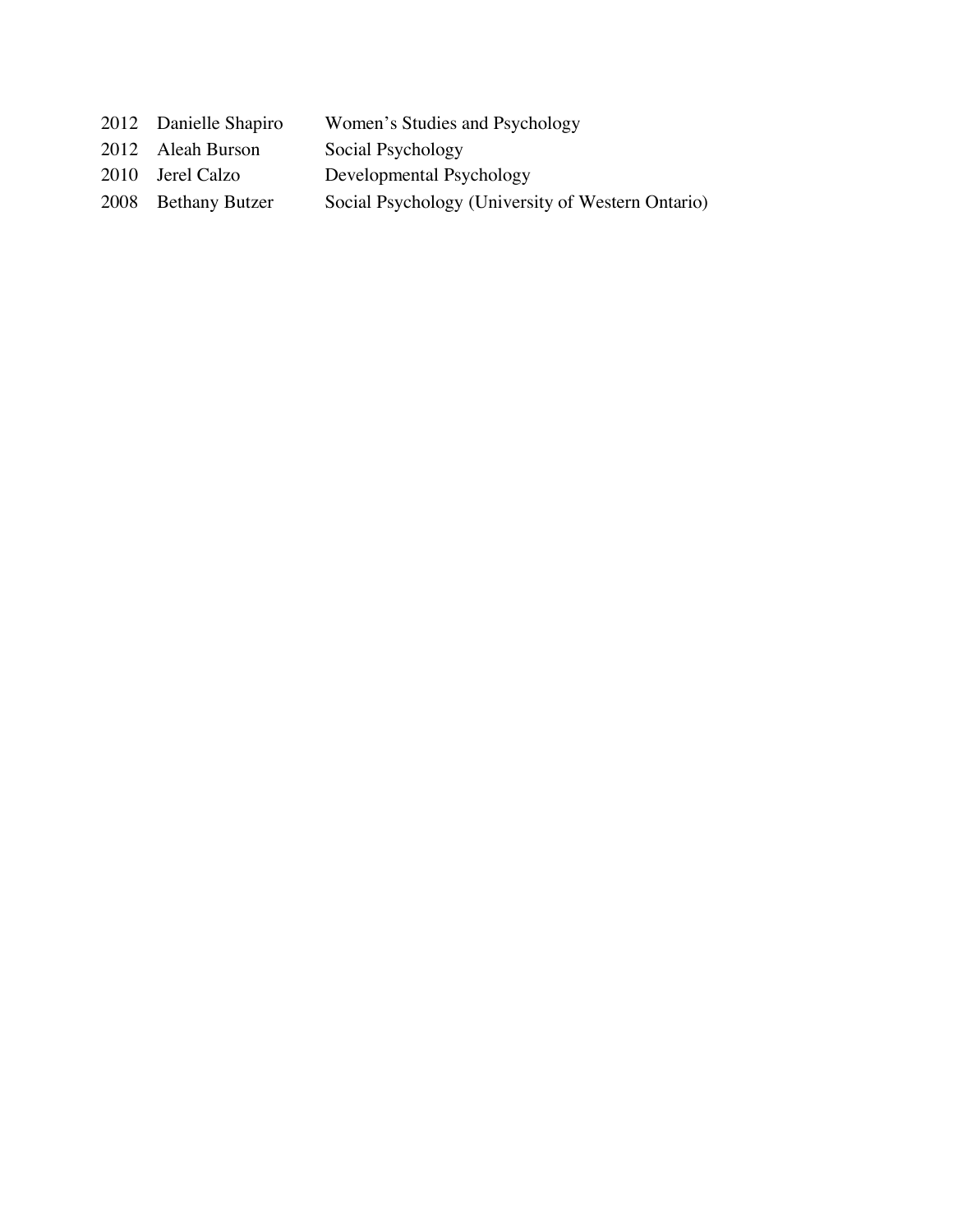| | | |
|---|---|---|
| 2012 | Danielle Shapiro | Women's Studies and Psychology |
| 2012 | Aleah Burson | Social Psychology |
| 2010 | Jerel Calzo | Developmental Psychology |
| 2008 | Bethany Butzer | Social Psychology (University of Western Ontario) |